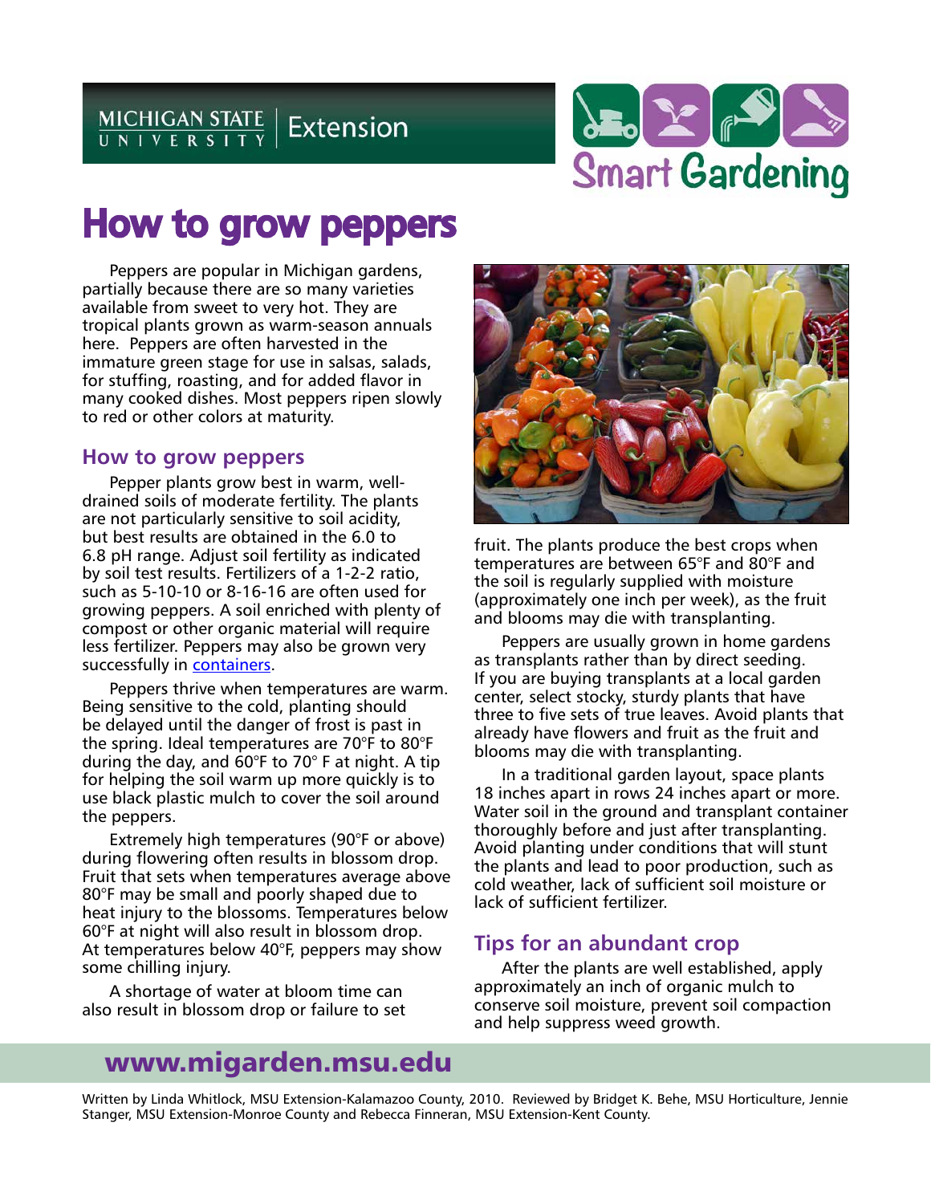MICHIGAN STATE UNIVERSITY | Extension

Smart Gardening

# How to grow peppers

Peppers are popular in Michigan gardens, partially because there are so many varieties available from sweet to very hot. They are tropical plants grown as warm-season annuals here. Peppers are often harvested in the immature green stage for use in salsas, salads, for stuffing, roasting, and for added flavor in many cooked dishes. Most peppers ripen slowly to red or other colors at maturity.

## How to grow peppers

Pepper plants grow best in warm, well-drained soils of moderate fertility. The plants are not particularly sensitive to soil acidity, but best results are obtained in the 6.0 to 6.8 pH range. Adjust soil fertility as indicated by soil test results. Fertilizers of a 1-2-2 ratio, such as 5-10-10 or 8-16-16 are often used for growing peppers. A soil enriched with plenty of compost or other organic material will require less fertilizer. Peppers may also be grown very successfully in containers.

Peppers thrive when temperatures are warm. Being sensitive to the cold, planting should be delayed until the danger of frost is past in the spring. Ideal temperatures are 70°F to 80°F during the day, and 60°F to 70° F at night. A tip for helping the soil warm up more quickly is to use black plastic mulch to cover the soil around the peppers.

Extremely high temperatures (90°F or above) during flowering often results in blossom drop. Fruit that sets when temperatures average above 80°F may be small and poorly shaped due to heat injury to the blossoms. Temperatures below 60°F at night will also result in blossom drop. At temperatures below 40°F, peppers may show some chilling injury.

A shortage of water at bloom time can also result in blossom drop or failure to set fruit. The plants produce the best crops when temperatures are between 65°F and 80°F and the soil is regularly supplied with moisture (approximately one inch per week), as the fruit and blooms may die with transplanting.

Peppers are usually grown in home gardens as transplants rather than by direct seeding. If you are buying transplants at a local garden center, select stocky, sturdy plants that have three to five sets of true leaves. Avoid plants that already have flowers and fruit as the fruit and blooms may die with transplanting.

In a traditional garden layout, space plants 18 inches apart in rows 24 inches apart or more. Water soil in the ground and transplant container thoroughly before and just after transplanting. Avoid planting under conditions that will stunt the plants and lead to poor production, such as cold weather, lack of sufficient soil moisture or lack of sufficient fertilizer.

## Tips for an abundant crop

After the plants are well established, apply approximately an inch of organic mulch to conserve soil moisture, prevent soil compaction and help suppress weed growth.

**www.migarden.msu.edu**

Written by Linda Whitlock, MSU Extension-Kalamazoo County, 2010. Reviewed by Bridget K. Behe, MSU Horticulture, Jennie Stanger, MSU Extension-Monroe County and Rebecca Finneran, MSU Extension-Kent County.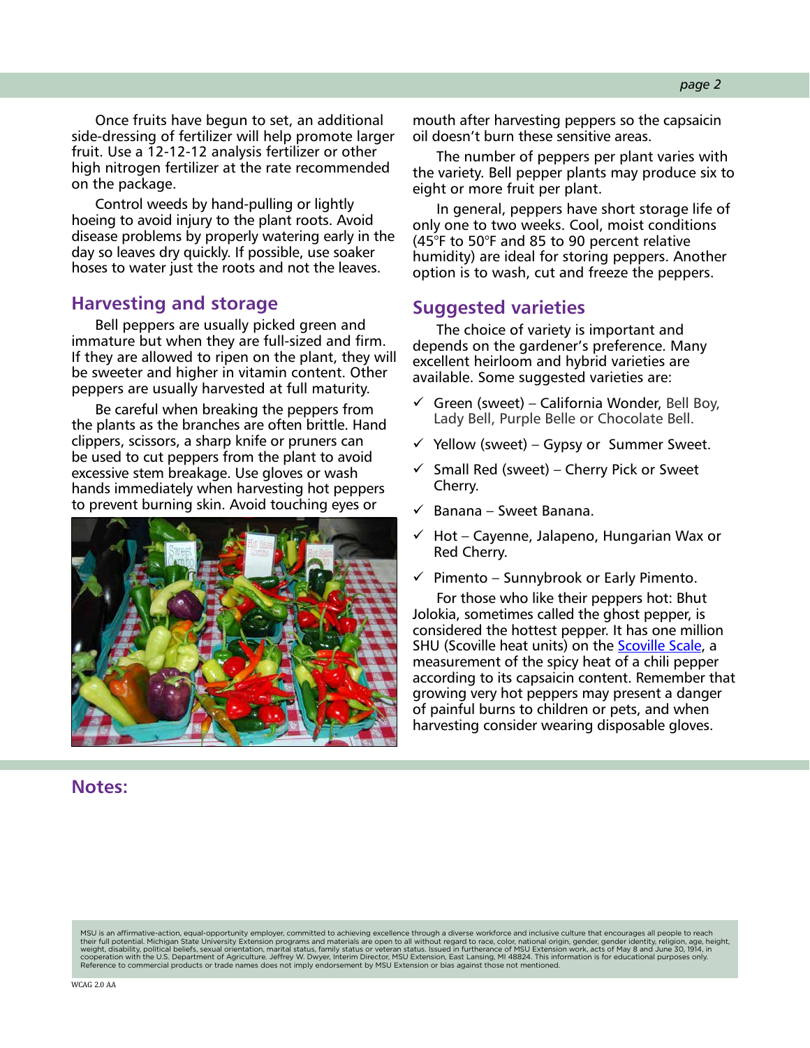Once fruits have begun to set, an additional side-dressing of fertilizer will help promote larger fruit. Use a 12-12-12 analysis fertilizer or other high nitrogen fertilizer at the rate recommended on the package.

Control weeds by hand-pulling or lightly hoeing to avoid injury to the plant roots. Avoid disease problems by properly watering early in the day so leaves dry quickly. If possible, use soaker hoses to water just the roots and not the leaves.

## Harvesting and storage

Bell peppers are usually picked green and immature but when they are full-sized and firm. If they are allowed to ripen on the plant, they will be sweeter and higher in vitamin content. Other peppers are usually harvested at full maturity.

Be careful when breaking the peppers from the plants as the branches are often brittle. Hand clippers, scissors, a sharp knife or pruners can be used to cut peppers from the plant to avoid excessive stem breakage. Use gloves or wash hands immediately when harvesting hot peppers to prevent burning skin. Avoid touching eyes or mouth after harvesting peppers so the capsaicin oil doesn't burn these sensitive areas.

The number of peppers per plant varies with the variety. Bell pepper plants may produce six to eight or more fruit per plant.

In general, peppers have short storage life of only one to two weeks. Cool, moist conditions (45°F to 50°F and 85 to 90 percent relative humidity) are ideal for storing peppers. Another option is to wash, cut and freeze the peppers.

## Suggested varieties

The choice of variety is important and depends on the gardener's preference. Many excellent heirloom and hybrid varieties are available. Some suggested varieties are:

- ✓ Green (sweet) – California Wonder, Bell Boy, Lady Bell, Purple Belle or Chocolate Bell.
- ✓ Yellow (sweet) – Gypsy or Summer Sweet.
- ✓ Small Red (sweet) – Cherry Pick or Sweet Cherry.
- ✓ Banana – Sweet Banana.
- ✓ Hot – Cayenne, Jalapeno, Hungarian Wax or Red Cherry.
- ✓ Pimento – Sunnybrook or Early Pimento.

For those who like their peppers hot: Bhut Jolokia, sometimes called the ghost pepper, is considered the hottest pepper. It has one million SHU (Scoville heat units) on the Scoville Scale, a measurement of the spicy heat of a chili pepper according to its capsaicin content. Remember that growing very hot peppers may present a danger of painful burns to children or pets, and when harvesting consider wearing disposable gloves.

## Notes:

MSU is an affirmative-action, equal-opportunity employer, committed to achieving excellence through a diverse workforce and inclusive culture that encourages all people to reach their full potential. Michigan State University Extension programs and materials are open to all without regard to race, color, national origin, gender, gender identity, religion, age, height, weight, disability, political beliefs, sexual orientation, marital status, family status or veteran status. Issued in furtherance of MSU Extension work, acts of May 8 and June 30, 1914, in cooperation with the U.S. Department of Agriculture. Jeffrey W. Dwyer, Interim Director, MSU Extension, East Lansing, MI 48824. This information is for educational purposes only. Reference to commercial products or trade names does not imply endorsement by MSU Extension or bias against those not mentioned.

WCAG 2.0 AA